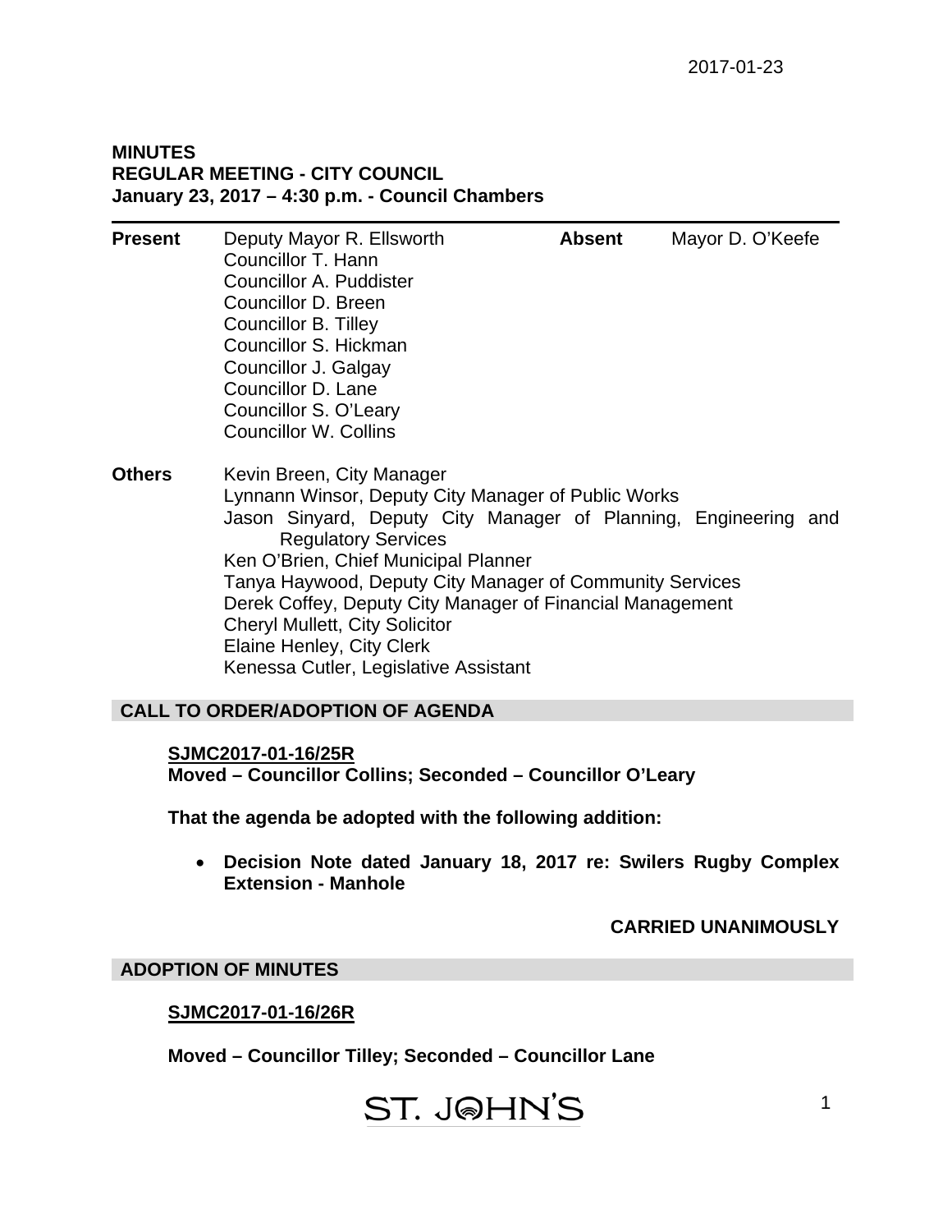2017-01-23

**MINUTES**
**REGULAR MEETING - CITY COUNCIL**
**January 23, 2017 – 4:30 p.m. - Council Chambers**

| | | | |
|---|---|---|---|
| **Present** | Deputy Mayor R. Ellsworth<br>Councillor T. Hann<br>Councillor A. Puddister<br>Councillor D. Breen<br>Councillor B. Tilley<br>Councillor S. Hickman<br>Councillor J. Galgay<br>Councillor D. Lane<br>Councillor S. O'Leary<br>Councillor W. Collins | **Absent** | Mayor D. O'Keefe |

**Others**
Kevin Breen, City Manager
Lynnann Winsor, Deputy City Manager of Public Works
Jason Sinyard, Deputy City Manager of Planning, Engineering and Regulatory Services
Ken O'Brien, Chief Municipal Planner
Tanya Haywood, Deputy City Manager of Community Services
Derek Coffey, Deputy City Manager of Financial Management
Cheryl Mullett, City Solicitor
Elaine Henley, City Clerk
Kenessa Cutler, Legislative Assistant

## CALL TO ORDER/ADOPTION OF AGENDA

**SJMC2017-01-16/25R**
**Moved – Councillor Collins; Seconded – Councillor O'Leary**

**That the agenda be adopted with the following addition:**

- **Decision Note dated January 18, 2017 re: Swilers Rugby Complex Extension - Manhole**

**CARRIED UNANIMOUSLY**

## ADOPTION OF MINUTES

**SJMC2017-01-16/26R**

**Moved – Councillor Tilley; Seconded – Councillor Lane**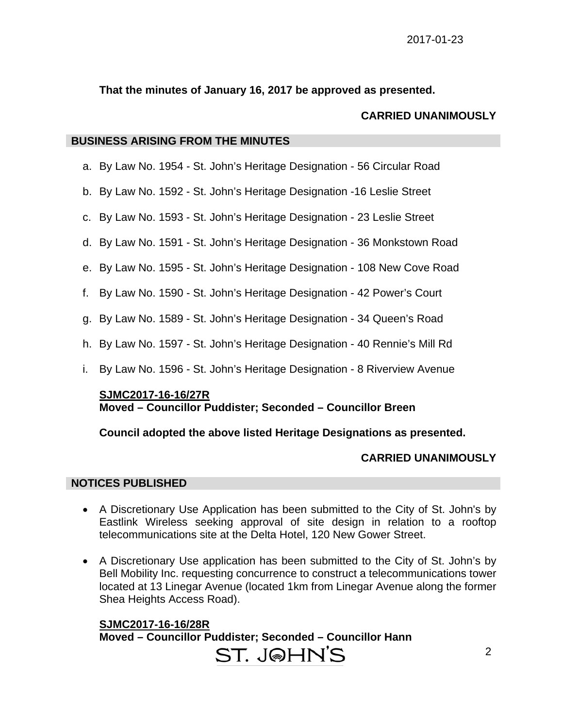**That the minutes of January 16, 2017 be approved as presented.**

**CARRIED UNANIMOUSLY**

## BUSINESS ARISING FROM THE MINUTES

a. By Law No. 1954 - St. John's Heritage Designation - 56 Circular Road

b. By Law No. 1592 - St. John's Heritage Designation -16 Leslie Street

c. By Law No. 1593 - St. John's Heritage Designation - 23 Leslie Street

d. By Law No. 1591 - St. John's Heritage Designation - 36 Monkstown Road

e. By Law No. 1595 - St. John's Heritage Designation - 108 New Cove Road

f. By Law No. 1590 - St. John's Heritage Designation - 42 Power's Court

g. By Law No. 1589 - St. John's Heritage Designation - 34 Queen's Road

h. By Law No. 1597 - St. John's Heritage Designation - 40 Rennie's Mill Rd

i. By Law No. 1596 - St. John's Heritage Designation - 8 Riverview Avenue

**SJMC2017-16-16/27R**
**Moved – Councillor Puddister; Seconded – Councillor Breen**

**Council adopted the above listed Heritage Designations as presented.**

**CARRIED UNANIMOUSLY**

## NOTICES PUBLISHED

- A Discretionary Use Application has been submitted to the City of St. John's by Eastlink Wireless seeking approval of site design in relation to a rooftop telecommunications site at the Delta Hotel, 120 New Gower Street.

- A Discretionary Use application has been submitted to the City of St. John's by Bell Mobility Inc. requesting concurrence to construct a telecommunications tower located at 13 Linegar Avenue (located 1km from Linegar Avenue along the former Shea Heights Access Road).

**SJMC2017-16-16/28R**
**Moved – Councillor Puddister; Seconded – Councillor Hann**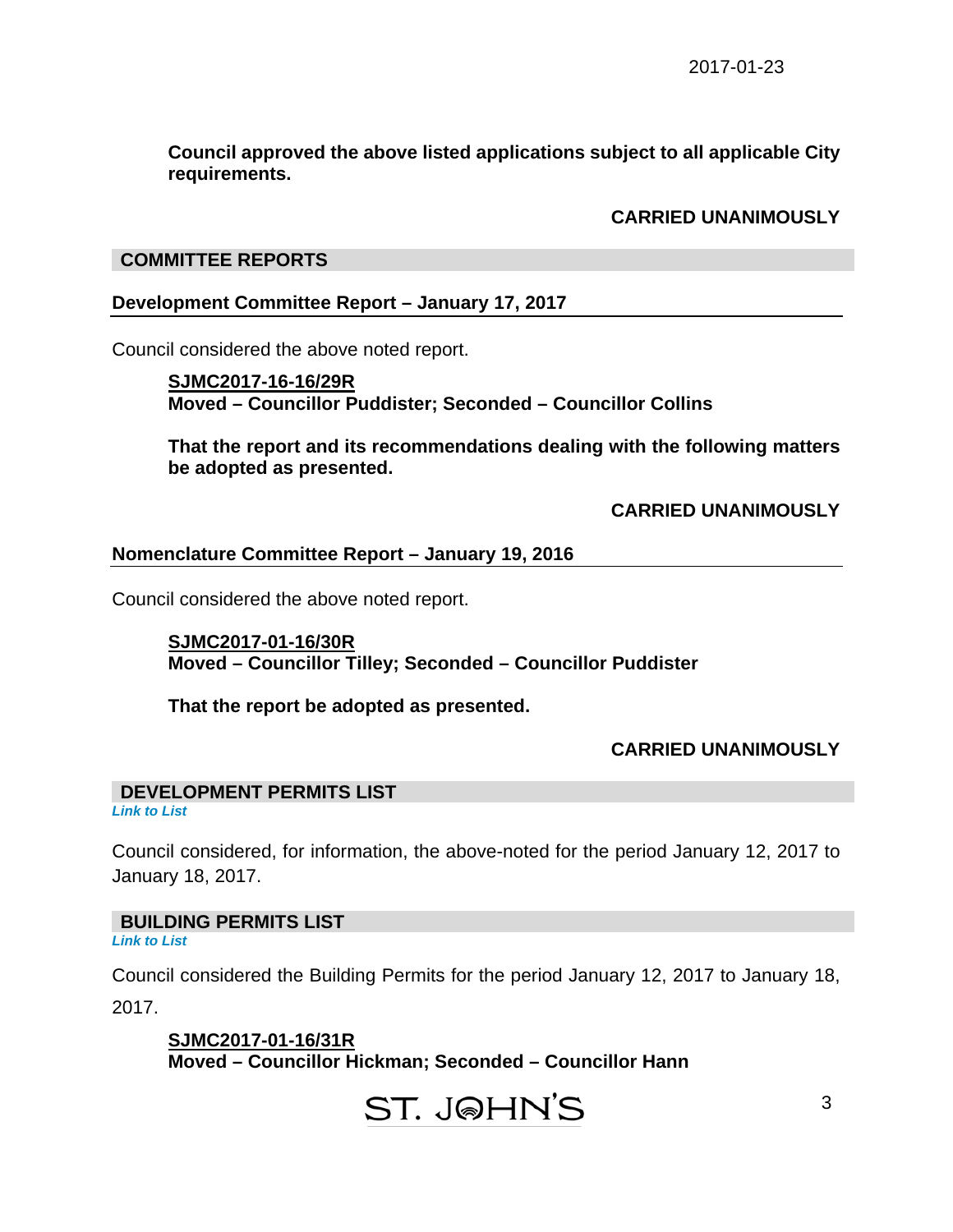**Council approved the above listed applications subject to all applicable City requirements.**

**CARRIED UNANIMOUSLY**

## COMMITTEE REPORTS

### Development Committee Report – January 17, 2017

Council considered the above noted report.

**SJMC2017-16-16/29R**
**Moved – Councillor Puddister; Seconded – Councillor Collins**

**That the report and its recommendations dealing with the following matters be adopted as presented.**

**CARRIED UNANIMOUSLY**

### Nomenclature Committee Report – January 19, 2016

Council considered the above noted report.

**SJMC2017-01-16/30R**
**Moved – Councillor Tilley; Seconded – Councillor Puddister**

**That the report be adopted as presented.**

**CARRIED UNANIMOUSLY**

## DEVELOPMENT PERMITS LIST

***Link to List***

Council considered, for information, the above-noted for the period January 12, 2017 to January 18, 2017.

## BUILDING PERMITS LIST

***Link to List***

Council considered the Building Permits for the period January 12, 2017 to January 18, 2017.

**SJMC2017-01-16/31R**
**Moved – Councillor Hickman; Seconded – Councillor Hann**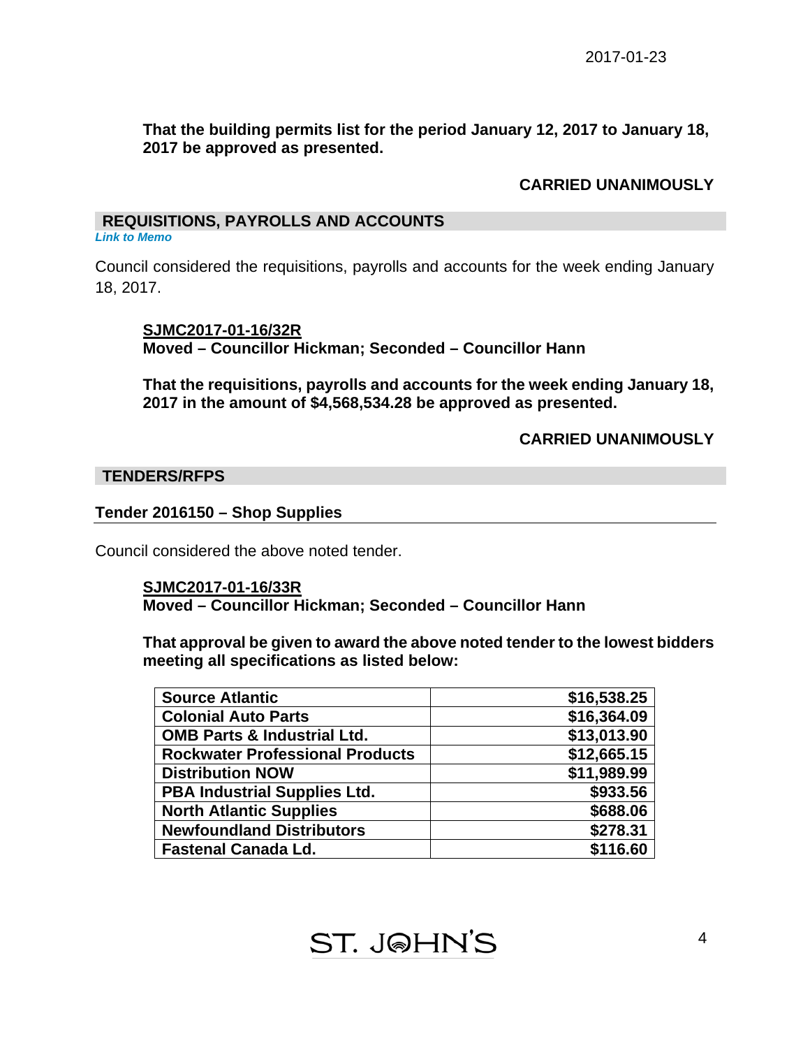**That the building permits list for the period January 12, 2017 to January 18, 2017 be approved as presented.**

**CARRIED UNANIMOUSLY**

## REQUISITIONS, PAYROLLS AND ACCOUNTS

***Link to Memo***

Council considered the requisitions, payrolls and accounts for the week ending January 18, 2017.

**SJMC2017-01-16/32R**
**Moved – Councillor Hickman; Seconded – Councillor Hann**

**That the requisitions, payrolls and accounts for the week ending January 18, 2017 in the amount of $4,568,534.28 be approved as presented.**

**CARRIED UNANIMOUSLY**

## TENDERS/RFPS

### Tender 2016150 – Shop Supplies

Council considered the above noted tender.

**SJMC2017-01-16/33R**
**Moved – Councillor Hickman; Seconded – Councillor Hann**

**That approval be given to award the above noted tender to the lowest bidders meeting all specifications as listed below:**

| | |
|---|---:|
| **Source Atlantic** | **$16,538.25** |
| **Colonial Auto Parts** | **$16,364.09** |
| **OMB Parts & Industrial Ltd.** | **$13,013.90** |
| **Rockwater Professional Products** | **$12,665.15** |
| **Distribution NOW** | **$11,989.99** |
| **PBA Industrial Supplies Ltd.** | **$933.56** |
| **North Atlantic Supplies** | **$688.06** |
| **Newfoundland Distributors** | **$278.31** |
| **Fastenal Canada Ld.** | **$116.60** |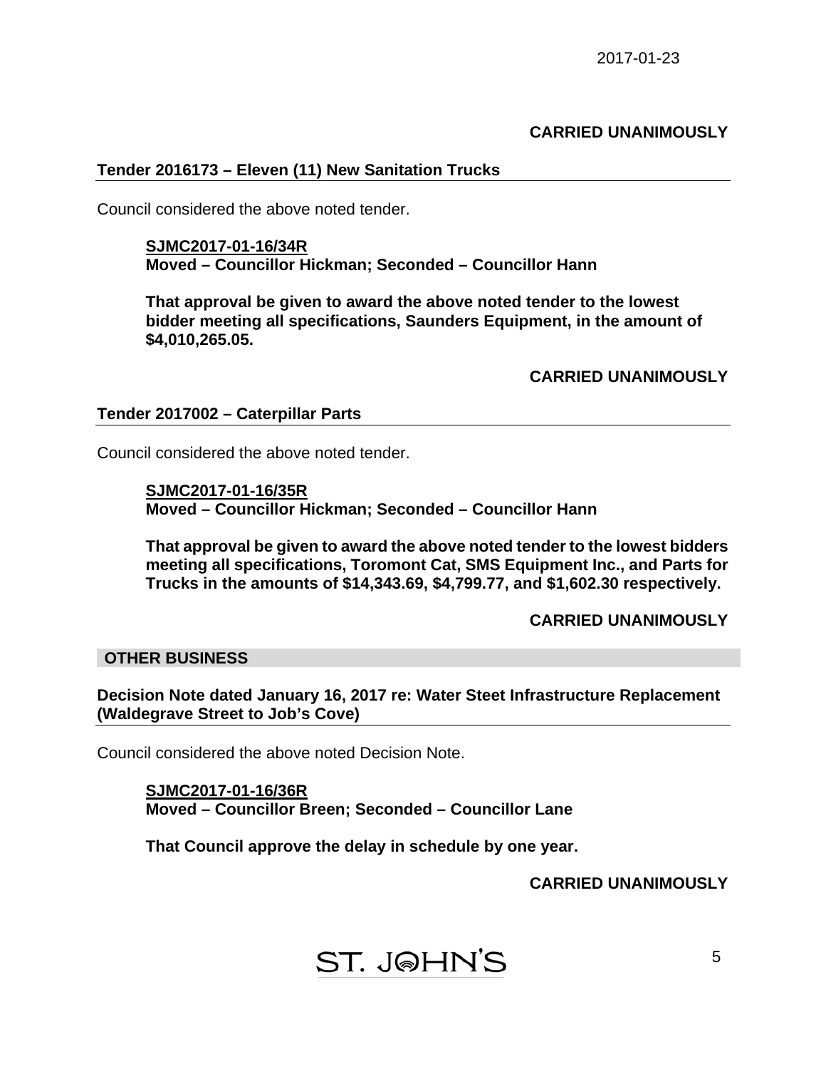**CARRIED UNANIMOUSLY**

### Tender 2016173 – Eleven (11) New Sanitation Trucks

Council considered the above noted tender.

**SJMC2017-01-16/34R**
**Moved – Councillor Hickman; Seconded – Councillor Hann**

**That approval be given to award the above noted tender to the lowest bidder meeting all specifications, Saunders Equipment, in the amount of $4,010,265.05.**

**CARRIED UNANIMOUSLY**

### Tender 2017002 – Caterpillar Parts

Council considered the above noted tender.

**SJMC2017-01-16/35R**
**Moved – Councillor Hickman; Seconded – Councillor Hann**

**That approval be given to award the above noted tender to the lowest bidders meeting all specifications, Toromont Cat, SMS Equipment Inc., and Parts for Trucks in the amounts of $14,343.69, $4,799.77, and $1,602.30 respectively.**

**CARRIED UNANIMOUSLY**

## OTHER BUSINESS

### Decision Note dated January 16, 2017 re: Water Steet Infrastructure Replacement (Waldegrave Street to Job's Cove)

Council considered the above noted Decision Note.

**SJMC2017-01-16/36R**
**Moved – Councillor Breen; Seconded – Councillor Lane**

**That Council approve the delay in schedule by one year.**

**CARRIED UNANIMOUSLY**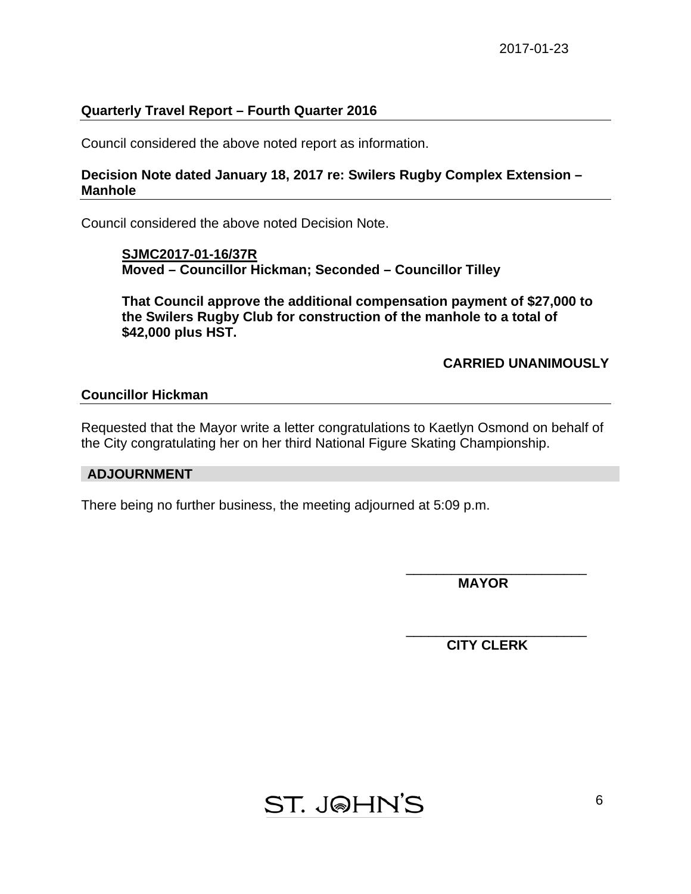**Quarterly Travel Report – Fourth Quarter 2016**

Council considered the above noted report as information.

**Decision Note dated January 18, 2017 re: Swilers Rugby Complex Extension – Manhole**

Council considered the above noted Decision Note.

> **SJMC2017-01-16/37R**
> **Moved – Councillor Hickman; Seconded – Councillor Tilley**
>
> **That Council approve the additional compensation payment of $27,000 to the Swilers Rugby Club for construction of the manhole to a total of $42,000 plus HST.**
>
> **CARRIED UNANIMOUSLY**

**Councillor Hickman**

Requested that the Mayor write a letter congratulations to Kaetlyn Osmond on behalf of the City congratulating her on her third National Figure Skating Championship.

## ADJOURNMENT

There being no further business, the meeting adjourned at 5:09 p.m.

\_\_\_\_\_\_\_\_\_\_\_\_\_\_\_\_\_\_\_\_\_\_\_\_\_
**MAYOR**

\_\_\_\_\_\_\_\_\_\_\_\_\_\_\_\_\_\_\_\_\_\_\_\_\_
**CITY CLERK**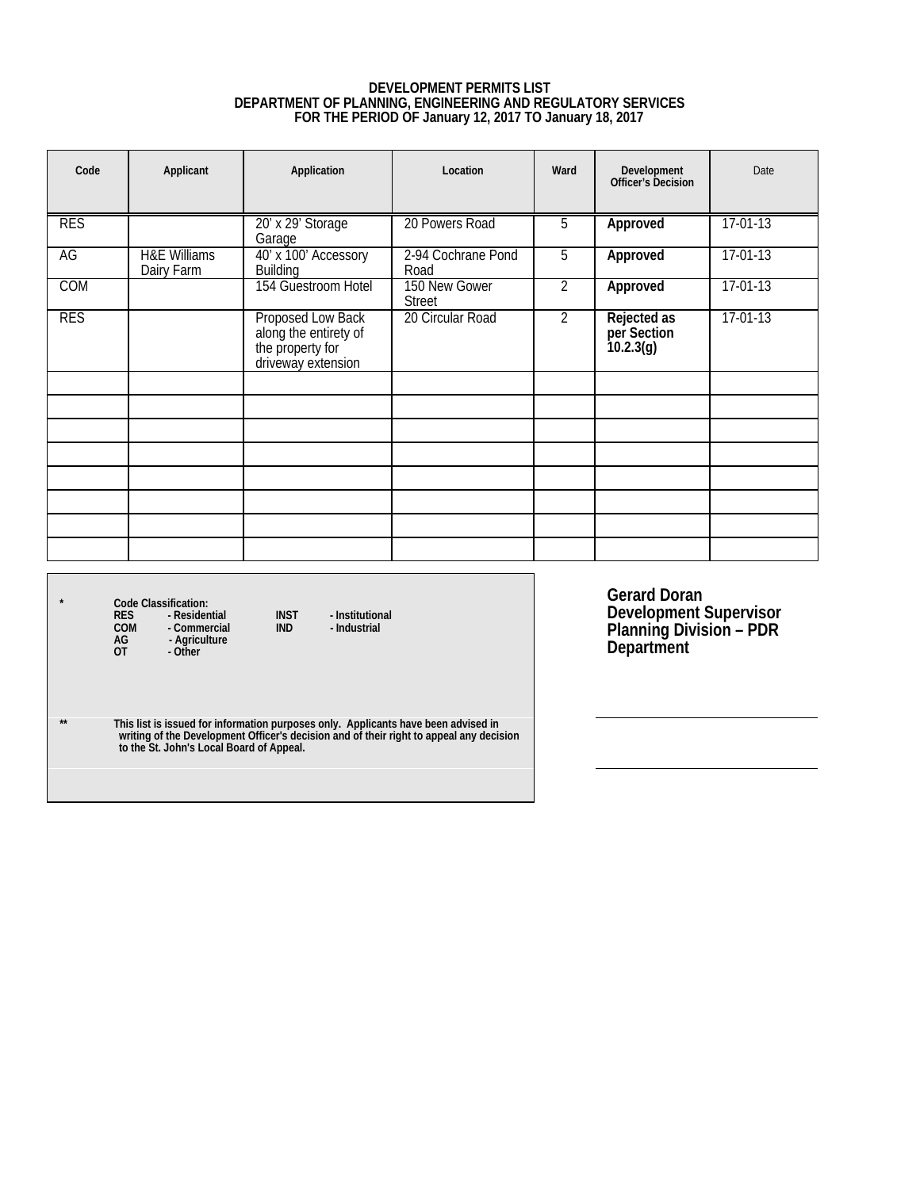**DEVELOPMENT PERMITS LIST**
**DEPARTMENT OF PLANNING, ENGINEERING AND REGULATORY SERVICES**
**FOR THE PERIOD OF January 12, 2017 TO January 18, 2017**

| Code | Applicant | Application | Location | Ward | Development Officer's Decision | Date |
|---|---|---|---|---|---|---|
| RES | | 20' x 29' Storage Garage | 20 Powers Road | 5 | **Approved** | 17-01-13 |
| AG | H&E Williams Dairy Farm | 40' x 100' Accessory Building | 2-94 Cochrane Pond Road | 5 | **Approved** | 17-01-13 |
| COM | | 154 Guestroom Hotel | 150 New Gower Street | 2 | **Approved** | 17-01-13 |
| RES | | Proposed Low Back along the entirety of the property for driveway extension | 20 Circular Road | 2 | **Rejected as per Section 10.2.3(g)** | 17-01-13 |
| | | | | | | |
| | | | | | | |
| | | | | | | |
| | | | | | | |
| | | | | | | |
| | | | | | | |
| | | | | | | |
| | | | | | | |

\* **Code Classification:**
**RES - Residential**
**COM - Commercial**
**AG - Agriculture**
**OT - Other**
**INST - Institutional**
**IND - Industrial**

\*\* **This list is issued for information purposes only. Applicants have been advised in writing of the Development Officer's decision and of their right to appeal any decision to the St. John's Local Board of Appeal.**

**Gerard Doran**
**Development Supervisor**
**Planning Division – PDR Department**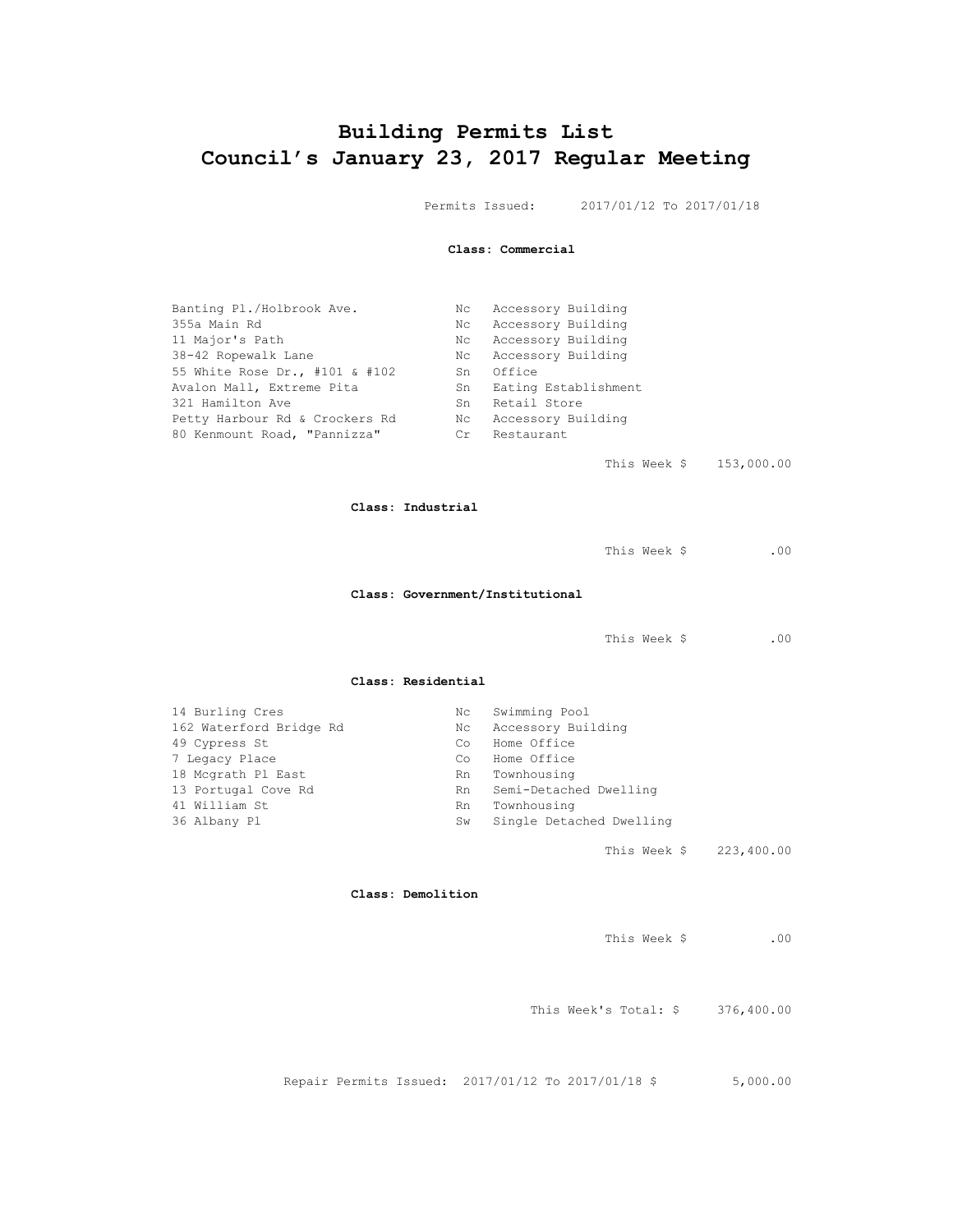# Building Permits List
# Council's January 23, 2017 Regular Meeting

Permits Issued: 2017/01/12 To 2017/01/18

**Class: Commercial**

| | | |
|---|---|---|
| Banting Pl./Holbrook Ave. | Nc | Accessory Building |
| 355a Main Rd | Nc | Accessory Building |
| 11 Major's Path | Nc | Accessory Building |
| 38-42 Ropewalk Lane | Nc | Accessory Building |
| 55 White Rose Dr., #101 & #102 | Sn | Office |
| Avalon Mall, Extreme Pita | Sn | Eating Establishment |
| 321 Hamilton Ave | Sn | Retail Store |
| Petty Harbour Rd & Crockers Rd | Nc | Accessory Building |
| 80 Kenmount Road, "Pannizza" | Cr | Restaurant |

This Week $ 153,000.00

**Class: Industrial**

This Week $ .00

**Class: Government/Institutional**

This Week $ .00

**Class: Residential**

| | | |
|---|---|---|
| 14 Burling Cres | Nc | Swimming Pool |
| 162 Waterford Bridge Rd | Nc | Accessory Building |
| 49 Cypress St | Co | Home Office |
| 7 Legacy Place | Co | Home Office |
| 18 Mcgrath Pl East | Rn | Townhousing |
| 13 Portugal Cove Rd | Rn | Semi-Detached Dwelling |
| 41 William St | Rn | Townhousing |
| 36 Albany Pl | Sw | Single Detached Dwelling |

This Week $ 223,400.00

**Class: Demolition**

This Week $ .00

This Week's Total: $ 376,400.00

Repair Permits Issued: 2017/01/12 To 2017/01/18 $ 5,000.00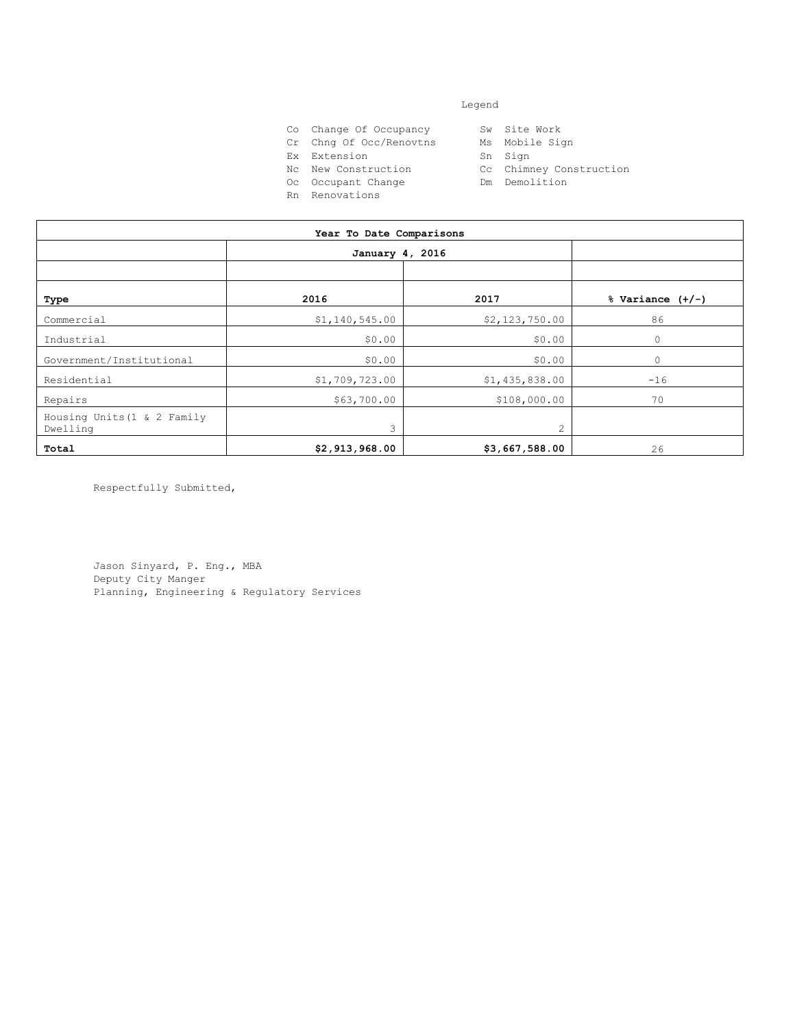Legend

| | | | |
|---|---|---|---|
| Co | Change Of Occupancy | Sw | Site Work |
| Cr | Chng Of Occ/Renovtns | Ms | Mobile Sign |
| Ex | Extension | Sn | Sign |
| Nc | New Construction | Cc | Chimney Construction |
| Oc | Occupant Change | Dm | Demolition |
| Rn | Renovations | | |

| **Year To Date Comparisons** | | | |
|---|---|---|---|
| | **January 4, 2016** | | |
| | | | |
| **Type** | **2016** | **2017** | **% Variance (+/-)** |
| Commercial | $1,140,545.00 | $2,123,750.00 | 86 |
| Industrial | $0.00 | $0.00 | 0 |
| Government/Institutional | $0.00 | $0.00 | 0 |
| Residential | $1,709,723.00 | $1,435,838.00 | -16 |
| Repairs | $63,700.00 | $108,000.00 | 70 |
| Housing Units(1 & 2 Family Dwelling | 3 | 2 | |
| **Total** | **$2,913,968.00** | **$3,667,588.00** | 26 |

Respectfully Submitted,

Jason Sinyard, P. Eng., MBA
Deputy City Manger
Planning, Engineering & Regulatory Services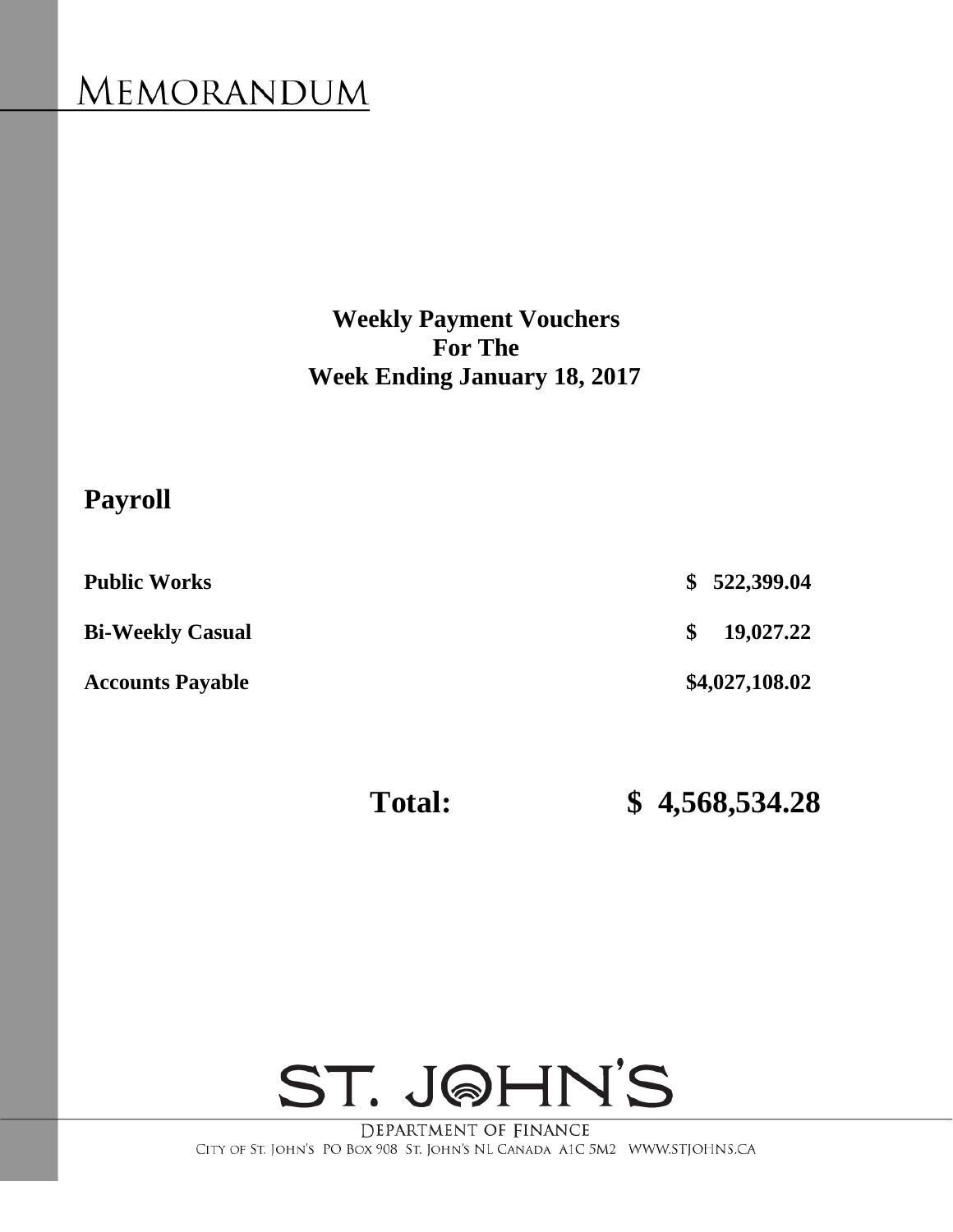# Memorandum

**Weekly Payment Vouchers**
**For The**
**Week Ending January 18, 2017**

## Payroll

| | |
|---|---|
| **Public Works** | **$ 522,399.04** |
| **Bi-Weekly Casual** | **$ 19,027.22** |
| **Accounts Payable** | **$4,027,108.02** |
| **Total:** | **$ 4,568,534.28** |

ST. JOHN'S

DEPARTMENT OF FINANCE

CITY OF ST. JOHN'S PO BOX 908 ST. JOHN'S NL CANADA A1C 5M2 WWW.STJOHNS.CA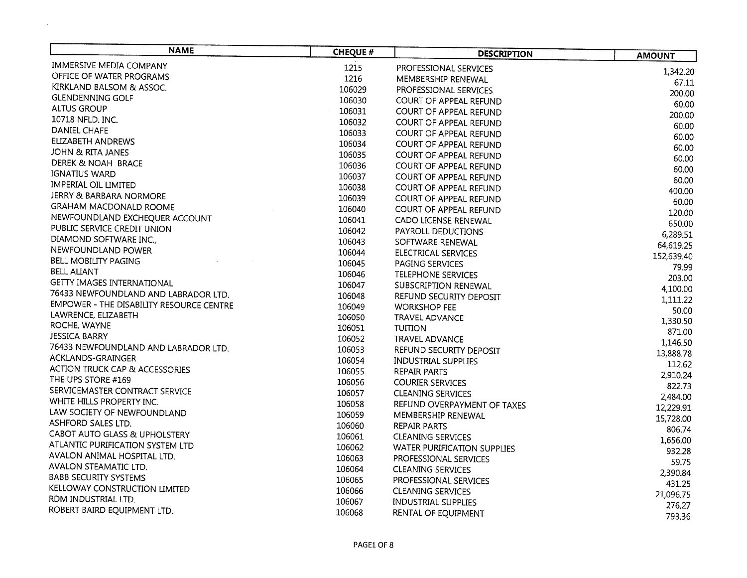| NAME | CHEQUE # | DESCRIPTION | AMOUNT |
|---|---|---|---|
| IMMERSIVE MEDIA COMPANY | 1215 | PROFESSIONAL SERVICES | 1,342.20 |
| OFFICE OF WATER PROGRAMS | 1216 | MEMBERSHIP RENEWAL | 67.11 |
| KIRKLAND BALSOM & ASSOC. | 106029 | PROFESSIONAL SERVICES | 200.00 |
| GLENDENNING GOLF | 106030 | COURT OF APPEAL REFUND | 60.00 |
| ALTUS GROUP | 106031 | COURT OF APPEAL REFUND | 200.00 |
| 10718 NFLD. INC. | 106032 | COURT OF APPEAL REFUND | 60.00 |
| DANIEL CHAFE | 106033 | COURT OF APPEAL REFUND | 60.00 |
| ELIZABETH ANDREWS | 106034 | COURT OF APPEAL REFUND | 60.00 |
| JOHN & RITA JANES | 106035 | COURT OF APPEAL REFUND | 60.00 |
| DEREK & NOAH BRACE | 106036 | COURT OF APPEAL REFUND | 60.00 |
| IGNATIUS WARD | 106037 | COURT OF APPEAL REFUND | 60.00 |
| IMPERIAL OIL LIMITED | 106038 | COURT OF APPEAL REFUND | 400.00 |
| JERRY & BARBARA NORMORE | 106039 | COURT OF APPEAL REFUND | 60.00 |
| GRAHAM MACDONALD ROOME | 106040 | COURT OF APPEAL REFUND | 120.00 |
| NEWFOUNDLAND EXCHEQUER ACCOUNT | 106041 | CADO LICENSE RENEWAL | 650.00 |
| PUBLIC SERVICE CREDIT UNION | 106042 | PAYROLL DEDUCTIONS | 6,289.51 |
| DIAMOND SOFTWARE INC., | 106043 | SOFTWARE RENEWAL | 64,619.25 |
| NEWFOUNDLAND POWER | 106044 | ELECTRICAL SERVICES | 152,639.40 |
| BELL MOBILITY PAGING | 106045 | PAGING SERVICES | 79.99 |
| BELL ALIANT | 106046 | TELEPHONE SERVICES | 203.00 |
| GETTY IMAGES INTERNATIONAL | 106047 | SUBSCRIPTION RENEWAL | 4,100.00 |
| 76433 NEWFOUNDLAND AND LABRADOR LTD. | 106048 | REFUND SECURITY DEPOSIT | 1,111.22 |
| EMPOWER - THE DISABILITY RESOURCE CENTRE | 106049 | WORKSHOP FEE | 50.00 |
| LAWRENCE, ELIZABETH | 106050 | TRAVEL ADVANCE | 1,330.50 |
| ROCHE, WAYNE | 106051 | TUITION | 871.00 |
| JESSICA BARRY | 106052 | TRAVEL ADVANCE | 1,146.50 |
| 76433 NEWFOUNDLAND AND LABRADOR LTD. | 106053 | REFUND SECURITY DEPOSIT | 13,888.78 |
| ACKLANDS-GRAINGER | 106054 | INDUSTRIAL SUPPLIES | 112.62 |
| ACTION TRUCK CAP & ACCESSORIES | 106055 | REPAIR PARTS | 2,910.24 |
| THE UPS STORE #169 | 106056 | COURIER SERVICES | 822.73 |
| SERVICEMASTER CONTRACT SERVICE | 106057 | CLEANING SERVICES | 2,484.00 |
| WHITE HILLS PROPERTY INC. | 106058 | REFUND OVERPAYMENT OF TAXES | 12,229.91 |
| LAW SOCIETY OF NEWFOUNDLAND | 106059 | MEMBERSHIP RENEWAL | 15,728.00 |
| ASHFORD SALES LTD. | 106060 | REPAIR PARTS | 806.74 |
| CABOT AUTO GLASS & UPHOLSTERY | 106061 | CLEANING SERVICES | 1,656.00 |
| ATLANTIC PURIFICATION SYSTEM LTD | 106062 | WATER PURIFICATION SUPPLIES | 932.28 |
| AVALON ANIMAL HOSPITAL LTD. | 106063 | PROFESSIONAL SERVICES | 59.75 |
| AVALON STEAMATIC LTD. | 106064 | CLEANING SERVICES | 2,390.84 |
| BABB SECURITY SYSTEMS | 106065 | PROFESSIONAL SERVICES | 431.25 |
| KELLOWAY CONSTRUCTION LIMITED | 106066 | CLEANING SERVICES | 21,096.75 |
| RDM INDUSTRIAL LTD. | 106067 | INDUSTRIAL SUPPLIES | 276.27 |
| ROBERT BAIRD EQUIPMENT LTD. | 106068 | RENTAL OF EQUIPMENT | 793.36 |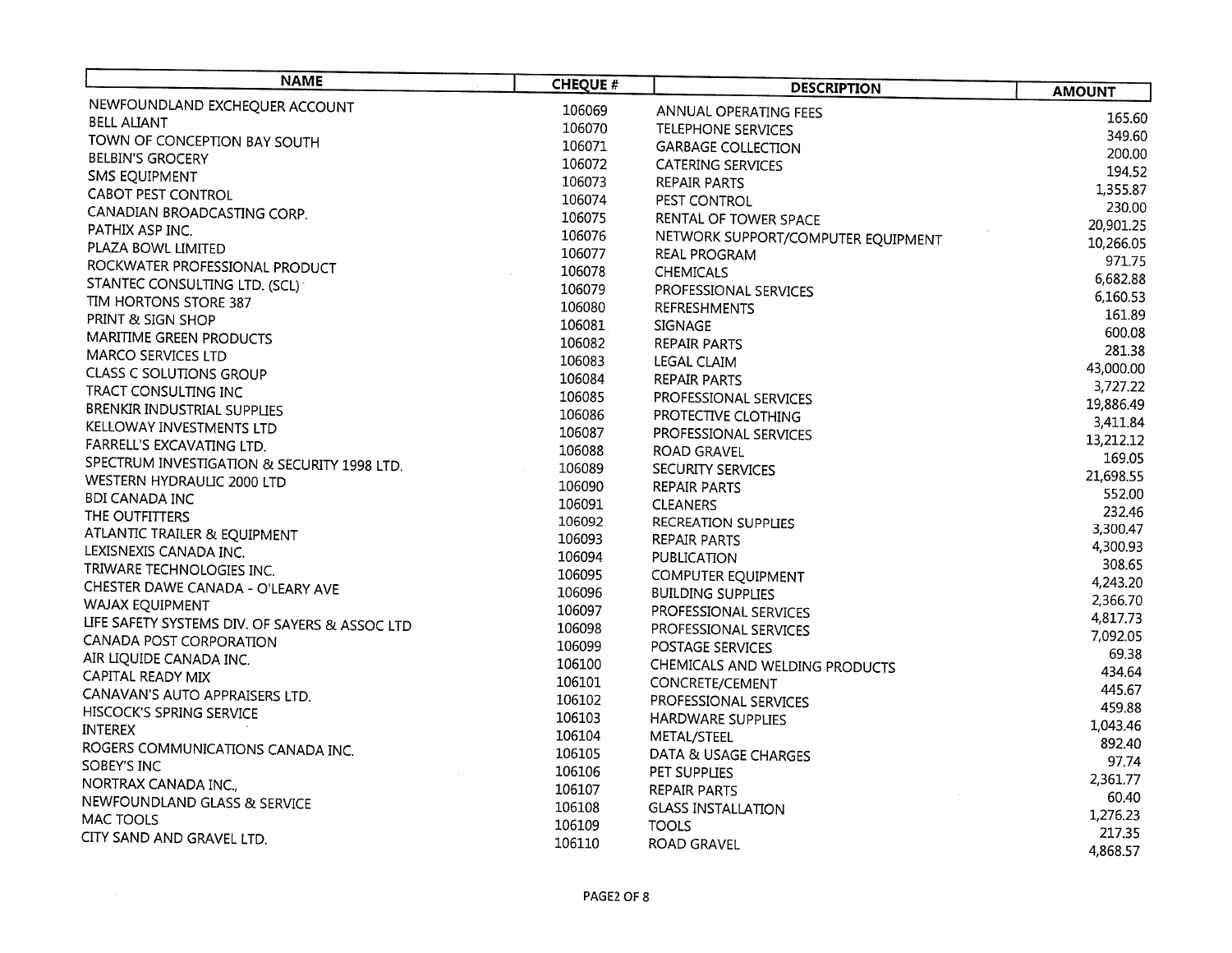| NAME | CHEQUE # | DESCRIPTION | AMOUNT |
|---|---|---|---|
| NEWFOUNDLAND EXCHEQUER ACCOUNT | 106069 | ANNUAL OPERATING FEES | 165.60 |
| BELL ALIANT | 106070 | TELEPHONE SERVICES | 349.60 |
| TOWN OF CONCEPTION BAY SOUTH | 106071 | GARBAGE COLLECTION | 200.00 |
| BELBIN'S GROCERY | 106072 | CATERING SERVICES | 194.52 |
| SMS EQUIPMENT | 106073 | REPAIR PARTS | 1,355.87 |
| CABOT PEST CONTROL | 106074 | PEST CONTROL | 230.00 |
| CANADIAN BROADCASTING CORP. | 106075 | RENTAL OF TOWER SPACE | 20,901.25 |
| PATHIX ASP INC. | 106076 | NETWORK SUPPORT/COMPUTER EQUIPMENT | 10,266.05 |
| PLAZA BOWL LIMITED | 106077 | REAL PROGRAM | 971.75 |
| ROCKWATER PROFESSIONAL PRODUCT | 106078 | CHEMICALS | 6,682.88 |
| STANTEC CONSULTING LTD. (SCL) | 106079 | PROFESSIONAL SERVICES | 6,160.53 |
| TIM HORTONS STORE 387 | 106080 | REFRESHMENTS | 161.89 |
| PRINT & SIGN SHOP | 106081 | SIGNAGE | 600.08 |
| MARITIME GREEN PRODUCTS | 106082 | REPAIR PARTS | 281.38 |
| MARCO SERVICES LTD | 106083 | LEGAL CLAIM | 43,000.00 |
| CLASS C SOLUTIONS GROUP | 106084 | REPAIR PARTS | 3,727.22 |
| TRACT CONSULTING INC | 106085 | PROFESSIONAL SERVICES | 19,886.49 |
| BRENKIR INDUSTRIAL SUPPLIES | 106086 | PROTECTIVE CLOTHING | 3,411.84 |
| KELLOWAY INVESTMENTS LTD | 106087 | PROFESSIONAL SERVICES | 13,212.12 |
| FARRELL'S EXCAVATING LTD. | 106088 | ROAD GRAVEL | 169.05 |
| SPECTRUM INVESTIGATION & SECURITY 1998 LTD. | 106089 | SECURITY SERVICES | 21,698.55 |
| WESTERN HYDRAULIC 2000 LTD | 106090 | REPAIR PARTS | 552.00 |
| BDI CANADA INC | 106091 | CLEANERS | 232.46 |
| THE OUTFITTERS | 106092 | RECREATION SUPPLIES | 3,300.47 |
| ATLANTIC TRAILER & EQUIPMENT | 106093 | REPAIR PARTS | 4,300.93 |
| LEXISNEXIS CANADA INC. | 106094 | PUBLICATION | 308.65 |
| TRIWARE TECHNOLOGIES INC. | 106095 | COMPUTER EQUIPMENT | 4,243.20 |
| CHESTER DAWE CANADA - O'LEARY AVE | 106096 | BUILDING SUPPLIES | 2,366.70 |
| WAJAX EQUIPMENT | 106097 | PROFESSIONAL SERVICES | 4,817.73 |
| LIFE SAFETY SYSTEMS DIV. OF SAYERS & ASSOC LTD | 106098 | PROFESSIONAL SERVICES | 7,092.05 |
| CANADA POST CORPORATION | 106099 | POSTAGE SERVICES | 69.38 |
| AIR LIQUIDE CANADA INC. | 106100 | CHEMICALS AND WELDING PRODUCTS | 434.64 |
| CAPITAL READY MIX | 106101 | CONCRETE/CEMENT | 445.67 |
| CANAVAN'S AUTO APPRAISERS LTD. | 106102 | PROFESSIONAL SERVICES | 459.88 |
| HISCOCK'S SPRING SERVICE | 106103 | HARDWARE SUPPLIES | 1,043.46 |
| INTEREX | 106104 | METAL/STEEL | 892.40 |
| ROGERS COMMUNICATIONS CANADA INC. | 106105 | DATA & USAGE CHARGES | 97.74 |
| SOBEY'S INC | 106106 | PET SUPPLIES | 2,361.77 |
| NORTRAX CANADA INC., | 106107 | REPAIR PARTS | 60.40 |
| NEWFOUNDLAND GLASS & SERVICE | 106108 | GLASS INSTALLATION | 1,276.23 |
| MAC TOOLS | 106109 | TOOLS | 217.35 |
| CITY SAND AND GRAVEL LTD. | 106110 | ROAD GRAVEL | 4,868.57 |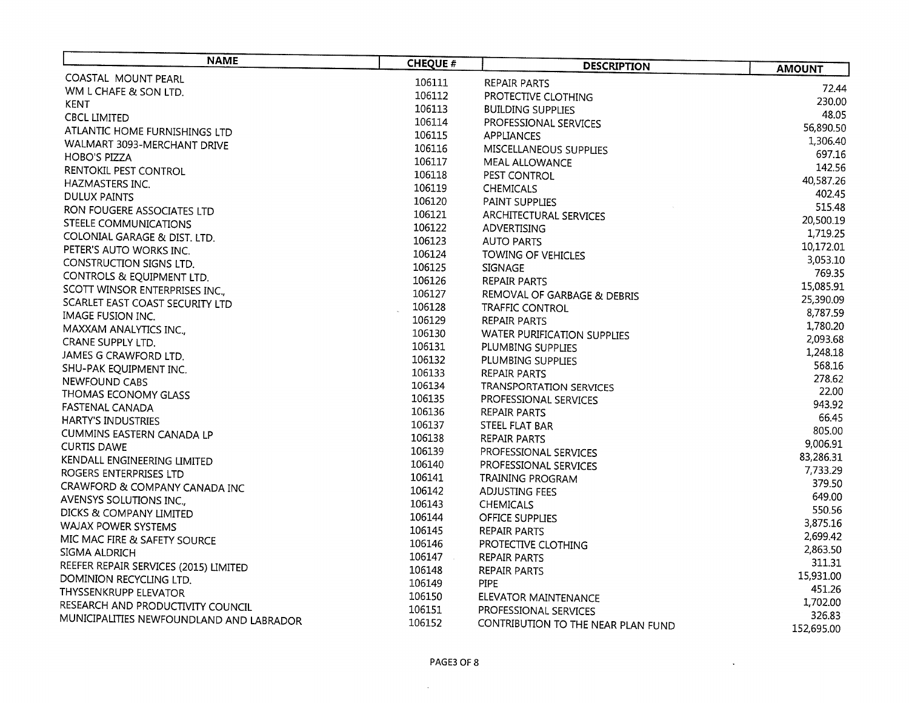| NAME | CHEQUE # | DESCRIPTION | AMOUNT |
|---|---|---|---|
| COASTAL MOUNT PEARL | 106111 | REPAIR PARTS | 72.44 |
| WM L CHAFE & SON LTD. | 106112 | PROTECTIVE CLOTHING | 230.00 |
| KENT | 106113 | BUILDING SUPPLIES | 48.05 |
| CBCL LIMITED | 106114 | PROFESSIONAL SERVICES | 56,890.50 |
| ATLANTIC HOME FURNISHINGS LTD | 106115 | APPLIANCES | 1,306.40 |
| WALMART 3093-MERCHANT DRIVE | 106116 | MISCELLANEOUS SUPPLIES | 697.16 |
| HOBO'S PIZZA | 106117 | MEAL ALLOWANCE | 142.56 |
| RENTOKIL PEST CONTROL | 106118 | PEST CONTROL | 40,587.26 |
| HAZMASTERS INC. | 106119 | CHEMICALS | 402.45 |
| DULUX PAINTS | 106120 | PAINT SUPPLIES | 515.48 |
| RON FOUGERE ASSOCIATES LTD | 106121 | ARCHITECTURAL SERVICES | 20,500.19 |
| STEELE COMMUNICATIONS | 106122 | ADVERTISING | 1,719.25 |
| COLONIAL GARAGE & DIST. LTD. | 106123 | AUTO PARTS | 10,172.01 |
| PETER'S AUTO WORKS INC. | 106124 | TOWING OF VEHICLES | 3,053.10 |
| CONSTRUCTION SIGNS LTD. | 106125 | SIGNAGE | 769.35 |
| CONTROLS & EQUIPMENT LTD. | 106126 | REPAIR PARTS | 15,085.91 |
| SCOTT WINSOR ENTERPRISES INC., | 106127 | REMOVAL OF GARBAGE & DEBRIS | 25,390.09 |
| SCARLET EAST COAST SECURITY LTD | 106128 | TRAFFIC CONTROL | 8,787.59 |
| IMAGE FUSION INC. | 106129 | REPAIR PARTS | 1,780.20 |
| MAXXAM ANALYTICS INC., | 106130 | WATER PURIFICATION SUPPLIES | 2,093.68 |
| CRANE SUPPLY LTD. | 106131 | PLUMBING SUPPLIES | 1,248.18 |
| JAMES G CRAWFORD LTD. | 106132 | PLUMBING SUPPLIES | 568.16 |
| SHU-PAK EQUIPMENT INC. | 106133 | REPAIR PARTS | 278.62 |
| NEWFOUND CABS | 106134 | TRANSPORTATION SERVICES | 22.00 |
| THOMAS ECONOMY GLASS | 106135 | PROFESSIONAL SERVICES | 943.92 |
| FASTENAL CANADA | 106136 | REPAIR PARTS | 66.45 |
| HARTY'S INDUSTRIES | 106137 | STEEL FLAT BAR | 805.00 |
| CUMMINS EASTERN CANADA LP | 106138 | REPAIR PARTS | 9,006.91 |
| CURTIS DAWE | 106139 | PROFESSIONAL SERVICES | 83,286.31 |
| KENDALL ENGINEERING LIMITED | 106140 | PROFESSIONAL SERVICES | 7,733.29 |
| ROGERS ENTERPRISES LTD | 106141 | TRAINING PROGRAM | 379.50 |
| CRAWFORD & COMPANY CANADA INC | 106142 | ADJUSTING FEES | 649.00 |
| AVENSYS SOLUTIONS INC., | 106143 | CHEMICALS | 550.56 |
| DICKS & COMPANY LIMITED | 106144 | OFFICE SUPPLIES | 3,875.16 |
| WAJAX POWER SYSTEMS | 106145 | REPAIR PARTS | 2,699.42 |
| MIC MAC FIRE & SAFETY SOURCE | 106146 | PROTECTIVE CLOTHING | 2,863.50 |
| SIGMA ALDRICH | 106147 | REPAIR PARTS | 311.31 |
| REEFER REPAIR SERVICES (2015) LIMITED | 106148 | REPAIR PARTS | 15,931.00 |
| DOMINION RECYCLING LTD. | 106149 | PIPE | 451.26 |
| THYSSENKRUPP ELEVATOR | 106150 | ELEVATOR MAINTENANCE | 1,702.00 |
| RESEARCH AND PRODUCTIVITY COUNCIL | 106151 | PROFESSIONAL SERVICES | 326.83 |
| MUNICIPALITIES NEWFOUNDLAND AND LABRADOR | 106152 | CONTRIBUTION TO THE NEAR PLAN FUND | 152,695.00 |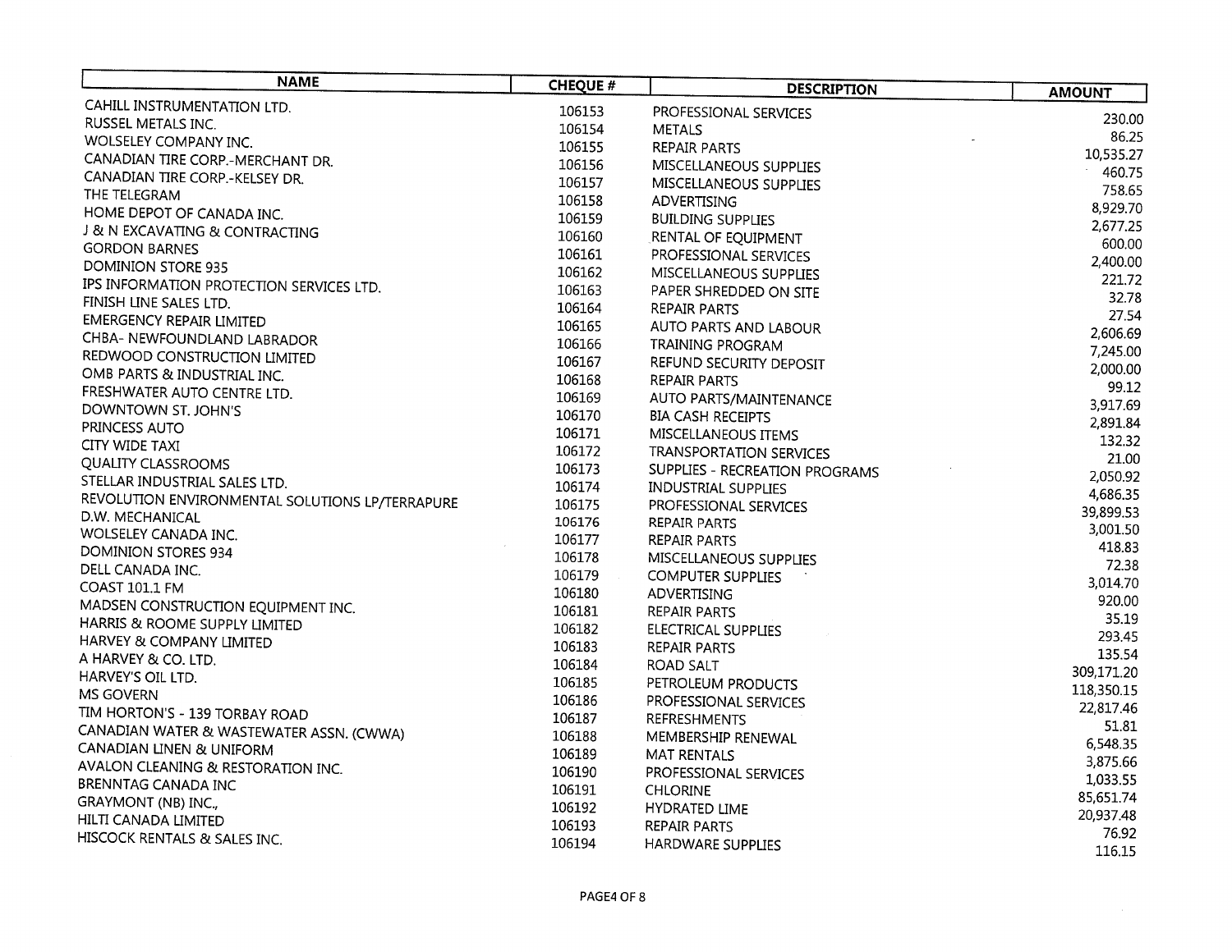| NAME | CHEQUE # | DESCRIPTION | AMOUNT |
|---|---|---|---|
| CAHILL INSTRUMENTATION LTD. | 106153 | PROFESSIONAL SERVICES | 230.00 |
| RUSSEL METALS INC. | 106154 | METALS | 86.25 |
| WOLSELEY COMPANY INC. | 106155 | REPAIR PARTS | 10,535.27 |
| CANADIAN TIRE CORP.-MERCHANT DR. | 106156 | MISCELLANEOUS SUPPLIES | 460.75 |
| CANADIAN TIRE CORP.-KELSEY DR. | 106157 | MISCELLANEOUS SUPPLIES | 758.65 |
| THE TELEGRAM | 106158 | ADVERTISING | 8,929.70 |
| HOME DEPOT OF CANADA INC. | 106159 | BUILDING SUPPLIES | 2,677.25 |
| J & N EXCAVATING & CONTRACTING | 106160 | RENTAL OF EQUIPMENT | 600.00 |
| GORDON BARNES | 106161 | PROFESSIONAL SERVICES | 2,400.00 |
| DOMINION STORE 935 | 106162 | MISCELLANEOUS SUPPLIES | 221.72 |
| IPS INFORMATION PROTECTION SERVICES LTD. | 106163 | PAPER SHREDDED ON SITE | 32.78 |
| FINISH LINE SALES LTD. | 106164 | REPAIR PARTS | 27.54 |
| EMERGENCY REPAIR LIMITED | 106165 | AUTO PARTS AND LABOUR | 2,606.69 |
| CHBA- NEWFOUNDLAND LABRADOR | 106166 | TRAINING PROGRAM | 7,245.00 |
| REDWOOD CONSTRUCTION LIMITED | 106167 | REFUND SECURITY DEPOSIT | 2,000.00 |
| OMB PARTS & INDUSTRIAL INC. | 106168 | REPAIR PARTS | 99.12 |
| FRESHWATER AUTO CENTRE LTD. | 106169 | AUTO PARTS/MAINTENANCE | 3,917.69 |
| DOWNTOWN ST. JOHN'S | 106170 | BIA CASH RECEIPTS | 2,891.84 |
| PRINCESS AUTO | 106171 | MISCELLANEOUS ITEMS | 132.32 |
| CITY WIDE TAXI | 106172 | TRANSPORTATION SERVICES | 21.00 |
| QUALITY CLASSROOMS | 106173 | SUPPLIES - RECREATION PROGRAMS | 2,050.92 |
| STELLAR INDUSTRIAL SALES LTD. | 106174 | INDUSTRIAL SUPPLIES | 4,686.35 |
| REVOLUTION ENVIRONMENTAL SOLUTIONS LP/TERRAPURE | 106175 | PROFESSIONAL SERVICES | 39,899.53 |
| D.W. MECHANICAL | 106176 | REPAIR PARTS | 3,001.50 |
| WOLSELEY CANADA INC. | 106177 | REPAIR PARTS | 418.83 |
| DOMINION STORES 934 | 106178 | MISCELLANEOUS SUPPLIES | 72.38 |
| DELL CANADA INC. | 106179 | COMPUTER SUPPLIES | 3,014.70 |
| COAST 101.1 FM | 106180 | ADVERTISING | 920.00 |
| MADSEN CONSTRUCTION EQUIPMENT INC. | 106181 | REPAIR PARTS | 35.19 |
| HARRIS & ROOME SUPPLY LIMITED | 106182 | ELECTRICAL SUPPLIES | 293.45 |
| HARVEY & COMPANY LIMITED | 106183 | REPAIR PARTS | 135.54 |
| A HARVEY & CO. LTD. | 106184 | ROAD SALT | 309,171.20 |
| HARVEY'S OIL LTD. | 106185 | PETROLEUM PRODUCTS | 118,350.15 |
| MS GOVERN | 106186 | PROFESSIONAL SERVICES | 22,817.46 |
| TIM HORTON'S - 139 TORBAY ROAD | 106187 | REFRESHMENTS | 51.81 |
| CANADIAN WATER & WASTEWATER ASSN. (CWWA) | 106188 | MEMBERSHIP RENEWAL | 6,548.35 |
| CANADIAN LINEN & UNIFORM | 106189 | MAT RENTALS | 3,875.66 |
| AVALON CLEANING & RESTORATION INC. | 106190 | PROFESSIONAL SERVICES | 1,033.55 |
| BRENNTAG CANADA INC | 106191 | CHLORINE | 85,651.74 |
| GRAYMONT (NB) INC., | 106192 | HYDRATED LIME | 20,937.48 |
| HILTI CANADA LIMITED | 106193 | REPAIR PARTS | 76.92 |
| HISCOCK RENTALS & SALES INC. | 106194 | HARDWARE SUPPLIES | 116.15 |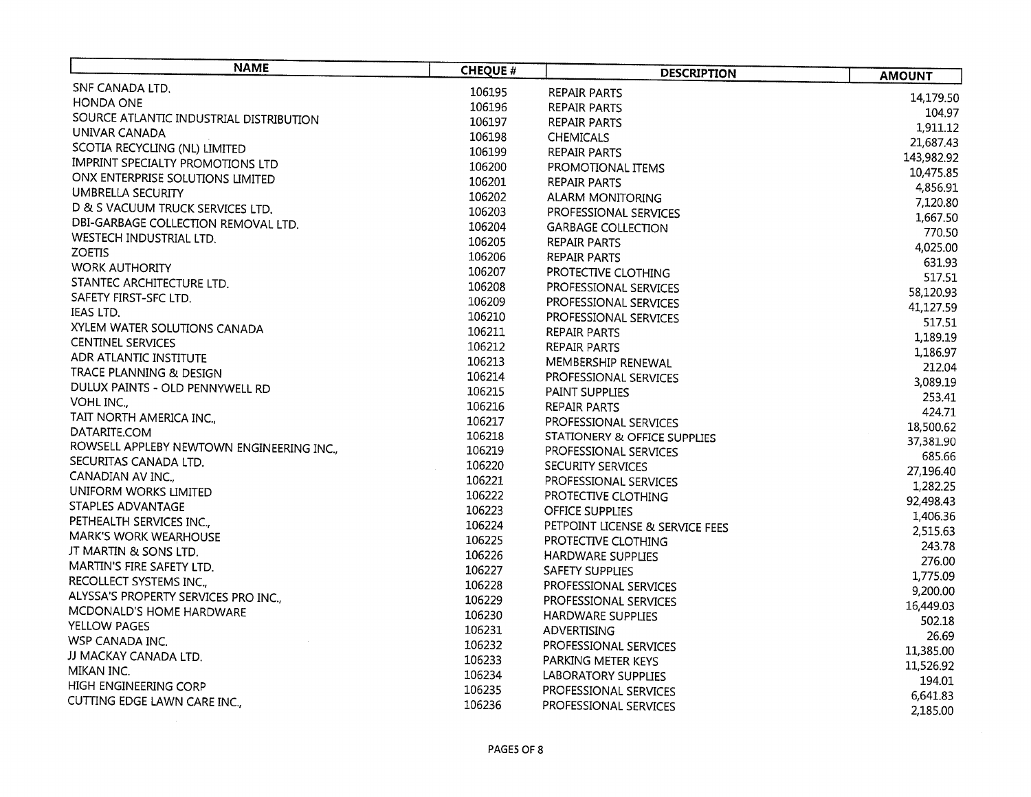| NAME | CHEQUE # | DESCRIPTION | AMOUNT |
|---|---|---|---|
| SNF CANADA LTD. | 106195 | REPAIR PARTS | 14,179.50 |
| HONDA ONE | 106196 | REPAIR PARTS | 104.97 |
| SOURCE ATLANTIC INDUSTRIAL DISTRIBUTION | 106197 | REPAIR PARTS | 1,911.12 |
| UNIVAR CANADA | 106198 | CHEMICALS | 21,687.43 |
| SCOTIA RECYCLING (NL) LIMITED | 106199 | REPAIR PARTS | 143,982.92 |
| IMPRINT SPECIALTY PROMOTIONS LTD | 106200 | PROMOTIONAL ITEMS | 10,475.85 |
| ONX ENTERPRISE SOLUTIONS LIMITED | 106201 | REPAIR PARTS | 4,856.91 |
| UMBRELLA SECURITY | 106202 | ALARM MONITORING | 7,120.80 |
| D & S VACUUM TRUCK SERVICES LTD. | 106203 | PROFESSIONAL SERVICES | 1,667.50 |
| DBI-GARBAGE COLLECTION REMOVAL LTD. | 106204 | GARBAGE COLLECTION | 770.50 |
| WESTECH INDUSTRIAL LTD. | 106205 | REPAIR PARTS | 4,025.00 |
| ZOETIS | 106206 | REPAIR PARTS | 631.93 |
| WORK AUTHORITY | 106207 | PROTECTIVE CLOTHING | 517.51 |
| STANTEC ARCHITECTURE LTD. | 106208 | PROFESSIONAL SERVICES | 58,120.93 |
| SAFETY FIRST-SFC LTD. | 106209 | PROFESSIONAL SERVICES | 41,127.59 |
| IEAS LTD. | 106210 | PROFESSIONAL SERVICES | 517.51 |
| XYLEM WATER SOLUTIONS CANADA | 106211 | REPAIR PARTS | 1,189.19 |
| CENTINEL SERVICES | 106212 | REPAIR PARTS | 1,186.97 |
| ADR ATLANTIC INSTITUTE | 106213 | MEMBERSHIP RENEWAL | 212.04 |
| TRACE PLANNING & DESIGN | 106214 | PROFESSIONAL SERVICES | 3,089.19 |
| DULUX PAINTS - OLD PENNYWELL RD | 106215 | PAINT SUPPLIES | 253.41 |
| VOHL INC., | 106216 | REPAIR PARTS | 424.71 |
| TAIT NORTH AMERICA INC., | 106217 | PROFESSIONAL SERVICES | 18,500.62 |
| DATARITE.COM | 106218 | STATIONERY & OFFICE SUPPLIES | 37,381.90 |
| ROWSELL APPLEBY NEWTOWN ENGINEERING INC., | 106219 | PROFESSIONAL SERVICES | 685.66 |
| SECURITAS CANADA LTD. | 106220 | SECURITY SERVICES | 27,196.40 |
| CANADIAN AV INC., | 106221 | PROFESSIONAL SERVICES | 1,282.25 |
| UNIFORM WORKS LIMITED | 106222 | PROTECTIVE CLOTHING | 92,498.43 |
| STAPLES ADVANTAGE | 106223 | OFFICE SUPPLIES | 1,406.36 |
| PETHEALTH SERVICES INC., | 106224 | PETPOINT LICENSE & SERVICE FEES | 2,515.63 |
| MARK'S WORK WEARHOUSE | 106225 | PROTECTIVE CLOTHING | 243.78 |
| JT MARTIN & SONS LTD. | 106226 | HARDWARE SUPPLIES | 276.00 |
| MARTIN'S FIRE SAFETY LTD. | 106227 | SAFETY SUPPLIES | 1,775.09 |
| RECOLLECT SYSTEMS INC., | 106228 | PROFESSIONAL SERVICES | 9,200.00 |
| ALYSSA'S PROPERTY SERVICES PRO INC., | 106229 | PROFESSIONAL SERVICES | 16,449.03 |
| MCDONALD'S HOME HARDWARE | 106230 | HARDWARE SUPPLIES | 502.18 |
| YELLOW PAGES | 106231 | ADVERTISING | 26.69 |
| WSP CANADA INC. | 106232 | PROFESSIONAL SERVICES | 11,385.00 |
| JJ MACKAY CANADA LTD. | 106233 | PARKING METER KEYS | 11,526.92 |
| MIKAN INC. | 106234 | LABORATORY SUPPLIES | 194.01 |
| HIGH ENGINEERING CORP | 106235 | PROFESSIONAL SERVICES | 6,641.83 |
| CUTTING EDGE LAWN CARE INC., | 106236 | PROFESSIONAL SERVICES | 2,185.00 |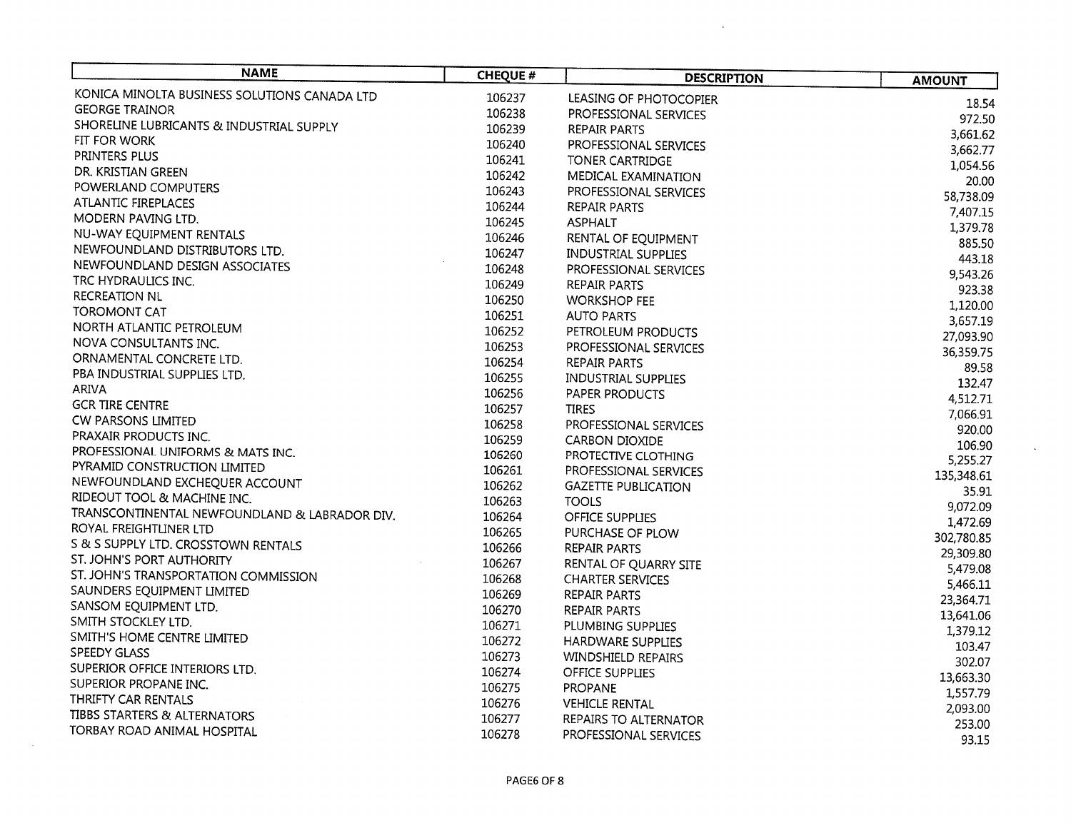| NAME | CHEQUE # | DESCRIPTION | AMOUNT |
|---|---|---|---|
| KONICA MINOLTA BUSINESS SOLUTIONS CANADA LTD | 106237 | LEASING OF PHOTOCOPIER | 18.54 |
| GEORGE TRAINOR | 106238 | PROFESSIONAL SERVICES | 972.50 |
| SHORELINE LUBRICANTS & INDUSTRIAL SUPPLY | 106239 | REPAIR PARTS | 3,661.62 |
| FIT FOR WORK | 106240 | PROFESSIONAL SERVICES | 3,662.77 |
| PRINTERS PLUS | 106241 | TONER CARTRIDGE | 1,054.56 |
| DR. KRISTIAN GREEN | 106242 | MEDICAL EXAMINATION | 20.00 |
| POWERLAND COMPUTERS | 106243 | PROFESSIONAL SERVICES | 58,738.09 |
| ATLANTIC FIREPLACES | 106244 | REPAIR PARTS | 7,407.15 |
| MODERN PAVING LTD. | 106245 | ASPHALT | 1,379.78 |
| NU-WAY EQUIPMENT RENTALS | 106246 | RENTAL OF EQUIPMENT | 885.50 |
| NEWFOUNDLAND DISTRIBUTORS LTD. | 106247 | INDUSTRIAL SUPPLIES | 443.18 |
| NEWFOUNDLAND DESIGN ASSOCIATES | 106248 | PROFESSIONAL SERVICES | 9,543.26 |
| TRC HYDRAULICS INC. | 106249 | REPAIR PARTS | 923.38 |
| RECREATION NL | 106250 | WORKSHOP FEE | 1,120.00 |
| TOROMONT CAT | 106251 | AUTO PARTS | 3,657.19 |
| NORTH ATLANTIC PETROLEUM | 106252 | PETROLEUM PRODUCTS | 27,093.90 |
| NOVA CONSULTANTS INC. | 106253 | PROFESSIONAL SERVICES | 36,359.75 |
| ORNAMENTAL CONCRETE LTD. | 106254 | REPAIR PARTS | 89.58 |
| PBA INDUSTRIAL SUPPLIES LTD. | 106255 | INDUSTRIAL SUPPLIES | 132.47 |
| ARIVA | 106256 | PAPER PRODUCTS | 4,512.71 |
| GCR TIRE CENTRE | 106257 | TIRES | 7,066.91 |
| CW PARSONS LIMITED | 106258 | PROFESSIONAL SERVICES | 920.00 |
| PRAXAIR PRODUCTS INC. | 106259 | CARBON DIOXIDE | 106.90 |
| PROFESSIONAL UNIFORMS & MATS INC. | 106260 | PROTECTIVE CLOTHING | 5,255.27 |
| PYRAMID CONSTRUCTION LIMITED | 106261 | PROFESSIONAL SERVICES | 135,348.61 |
| NEWFOUNDLAND EXCHEQUER ACCOUNT | 106262 | GAZETTE PUBLICATION | 35.91 |
| RIDEOUT TOOL & MACHINE INC. | 106263 | TOOLS | 9,072.09 |
| TRANSCONTINENTAL NEWFOUNDLAND & LABRADOR DIV. | 106264 | OFFICE SUPPLIES | 1,472.69 |
| ROYAL FREIGHTLINER LTD | 106265 | PURCHASE OF PLOW | 302,780.85 |
| S & S SUPPLY LTD. CROSSTOWN RENTALS | 106266 | REPAIR PARTS | 29,309.80 |
| ST. JOHN'S PORT AUTHORITY | 106267 | RENTAL OF QUARRY SITE | 5,479.08 |
| ST. JOHN'S TRANSPORTATION COMMISSION | 106268 | CHARTER SERVICES | 5,466.11 |
| SAUNDERS EQUIPMENT LIMITED | 106269 | REPAIR PARTS | 23,364.71 |
| SANSOM EQUIPMENT LTD. | 106270 | REPAIR PARTS | 13,641.06 |
| SMITH STOCKLEY LTD. | 106271 | PLUMBING SUPPLIES | 1,379.12 |
| SMITH'S HOME CENTRE LIMITED | 106272 | HARDWARE SUPPLIES | 103.47 |
| SPEEDY GLASS | 106273 | WINDSHIELD REPAIRS | 302.07 |
| SUPERIOR OFFICE INTERIORS LTD. | 106274 | OFFICE SUPPLIES | 13,663.30 |
| SUPERIOR PROPANE INC. | 106275 | PROPANE | 1,557.79 |
| THRIFTY CAR RENTALS | 106276 | VEHICLE RENTAL | 2,093.00 |
| TIBBS STARTERS & ALTERNATORS | 106277 | REPAIRS TO ALTERNATOR | 253.00 |
| TORBAY ROAD ANIMAL HOSPITAL | 106278 | PROFESSIONAL SERVICES | 93.15 |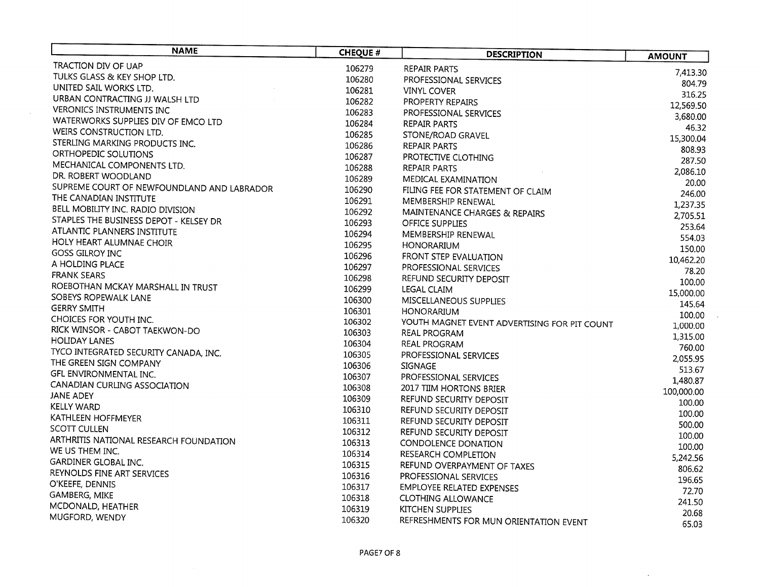| NAME | CHEQUE # | DESCRIPTION | AMOUNT |
|---|---|---|---|
| TRACTION DIV OF UAP | 106279 | REPAIR PARTS | 7,413.30 |
| TULKS GLASS & KEY SHOP LTD. | 106280 | PROFESSIONAL SERVICES | 804.79 |
| UNITED SAIL WORKS LTD. | 106281 | VINYL COVER | 316.25 |
| URBAN CONTRACTING JJ WALSH LTD | 106282 | PROPERTY REPAIRS | 12,569.50 |
| VERONICS INSTRUMENTS INC | 106283 | PROFESSIONAL SERVICES | 3,680.00 |
| WATERWORKS SUPPLIES DIV OF EMCO LTD | 106284 | REPAIR PARTS | 46.32 |
| WEIRS CONSTRUCTION LTD. | 106285 | STONE/ROAD GRAVEL | 15,300.04 |
| STERLING MARKING PRODUCTS INC. | 106286 | REPAIR PARTS | 808.93 |
| ORTHOPEDIC SOLUTIONS | 106287 | PROTECTIVE CLOTHING | 287.50 |
| MECHANICAL COMPONENTS LTD. | 106288 | REPAIR PARTS | 2,086.10 |
| DR. ROBERT WOODLAND | 106289 | MEDICAL EXAMINATION | 20.00 |
| SUPREME COURT OF NEWFOUNDLAND AND LABRADOR | 106290 | FILING FEE FOR STATEMENT OF CLAIM | 246.00 |
| THE CANADIAN INSTITUTE | 106291 | MEMBERSHIP RENEWAL | 1,237.35 |
| BELL MOBILITY INC. RADIO DIVISION | 106292 | MAINTENANCE CHARGES & REPAIRS | 2,705.51 |
| STAPLES THE BUSINESS DEPOT - KELSEY DR | 106293 | OFFICE SUPPLIES | 253.64 |
| ATLANTIC PLANNERS INSTITUTE | 106294 | MEMBERSHIP RENEWAL | 554.03 |
| HOLY HEART ALUMNAE CHOIR | 106295 | HONORARIUM | 150.00 |
| GOSS GILROY INC | 106296 | FRONT STEP EVALUATION | 10,462.20 |
| A HOLDING PLACE | 106297 | PROFESSIONAL SERVICES | 78.20 |
| FRANK SEARS | 106298 | REFUND SECURITY DEPOSIT | 100.00 |
| ROEBOTHAN MCKAY MARSHALL IN TRUST | 106299 | LEGAL CLAIM | 15,000.00 |
| SOBEYS ROPEWALK LANE | 106300 | MISCELLANEOUS SUPPLIES | 145.64 |
| GERRY SMITH | 106301 | HONORARIUM | 100.00 |
| CHOICES FOR YOUTH INC. | 106302 | YOUTH MAGNET EVENT ADVERTISING FOR PIT COUNT | 1,000.00 |
| RICK WINSOR - CABOT TAEKWON-DO | 106303 | REAL PROGRAM | 1,315.00 |
| HOLIDAY LANES | 106304 | REAL PROGRAM | 760.00 |
| TYCO INTEGRATED SECURITY CANADA, INC. | 106305 | PROFESSIONAL SERVICES | 2,055.95 |
| THE GREEN SIGN COMPANY | 106306 | SIGNAGE | 513.67 |
| GFL ENVIRONMENTAL INC. | 106307 | PROFESSIONAL SERVICES | 1,480.87 |
| CANADIAN CURLING ASSOCIATION | 106308 | 2017 TIIM HORTONS BRIER | 100,000.00 |
| JANE ADEY | 106309 | REFUND SECURITY DEPOSIT | 100.00 |
| KELLY WARD | 106310 | REFUND SECURITY DEPOSIT | 100.00 |
| KATHLEEN HOFFMEYER | 106311 | REFUND SECURITY DEPOSIT | 500.00 |
| SCOTT CULLEN | 106312 | REFUND SECURITY DEPOSIT | 100.00 |
| ARTHRITIS NATIONAL RESEARCH FOUNDATION | 106313 | CONDOLENCE DONATION | 100.00 |
| WE US THEM INC. | 106314 | RESEARCH COMPLETION | 5,242.56 |
| GARDINER GLOBAL INC. | 106315 | REFUND OVERPAYMENT OF TAXES | 806.62 |
| REYNOLDS FINE ART SERVICES | 106316 | PROFESSIONAL SERVICES | 196.65 |
| O'KEEFE, DENNIS | 106317 | EMPLOYEE RELATED EXPENSES | 72.70 |
| GAMBERG, MIKE | 106318 | CLOTHING ALLOWANCE | 241.50 |
| MCDONALD, HEATHER | 106319 | KITCHEN SUPPLIES | 20.68 |
| MUGFORD, WENDY | 106320 | REFRESHMENTS FOR MUN ORIENTATION EVENT | 65.03 |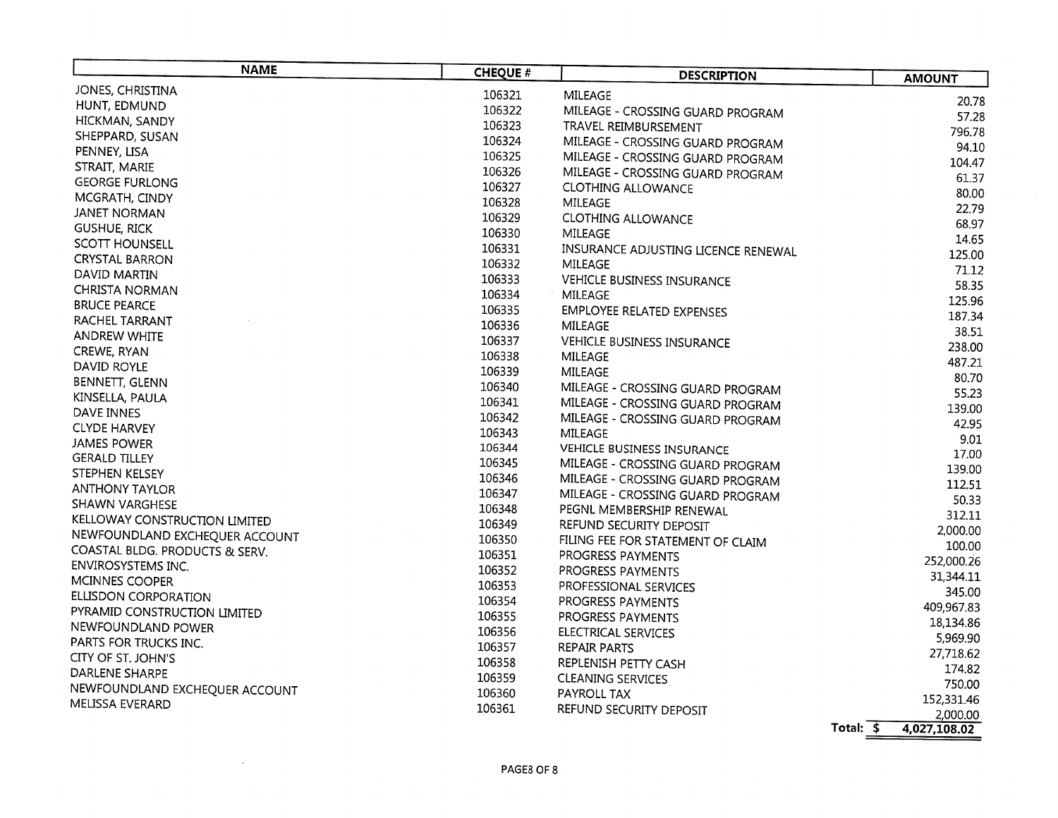| NAME | CHEQUE # | DESCRIPTION | AMOUNT |
| --- | --- | --- | --- |
| JONES, CHRISTINA | 106321 | MILEAGE | 20.78 |
| HUNT, EDMUND | 106322 | MILEAGE - CROSSING GUARD PROGRAM | 57.28 |
| HICKMAN, SANDY | 106323 | TRAVEL REIMBURSEMENT | 796.78 |
| SHEPPARD, SUSAN | 106324 | MILEAGE - CROSSING GUARD PROGRAM | 94.10 |
| PENNEY, LISA | 106325 | MILEAGE - CROSSING GUARD PROGRAM | 104.47 |
| STRAIT, MARIE | 106326 | MILEAGE - CROSSING GUARD PROGRAM | 61.37 |
| GEORGE FURLONG | 106327 | CLOTHING ALLOWANCE | 80.00 |
| MCGRATH, CINDY | 106328 | MILEAGE | 22.79 |
| JANET NORMAN | 106329 | CLOTHING ALLOWANCE | 68.97 |
| GUSHUE, RICK | 106330 | MILEAGE | 14.65 |
| SCOTT HOUNSELL | 106331 | INSURANCE ADJUSTING LICENCE RENEWAL | 125.00 |
| CRYSTAL BARRON | 106332 | MILEAGE | 71.12 |
| DAVID MARTIN | 106333 | VEHICLE BUSINESS INSURANCE | 58.35 |
| CHRISTA NORMAN | 106334 | MILEAGE | 125.96 |
| BRUCE PEARCE | 106335 | EMPLOYEE RELATED EXPENSES | 187.34 |
| RACHEL TARRANT | 106336 | MILEAGE | 38.51 |
| ANDREW WHITE | 106337 | VEHICLE BUSINESS INSURANCE | 238.00 |
| CREWE, RYAN | 106338 | MILEAGE | 487.21 |
| DAVID ROYLE | 106339 | MILEAGE | 80.70 |
| BENNETT, GLENN | 106340 | MILEAGE - CROSSING GUARD PROGRAM | 55.23 |
| KINSELLA, PAULA | 106341 | MILEAGE - CROSSING GUARD PROGRAM | 139.00 |
| DAVE INNES | 106342 | MILEAGE - CROSSING GUARD PROGRAM | 42.95 |
| CLYDE HARVEY | 106343 | MILEAGE | 9.01 |
| JAMES POWER | 106344 | VEHICLE BUSINESS INSURANCE | 17.00 |
| GERALD TILLEY | 106345 | MILEAGE - CROSSING GUARD PROGRAM | 139.00 |
| STEPHEN KELSEY | 106346 | MILEAGE - CROSSING GUARD PROGRAM | 112.51 |
| ANTHONY TAYLOR | 106347 | MILEAGE - CROSSING GUARD PROGRAM | 50.33 |
| SHAWN VARGHESE | 106348 | PEGNL MEMBERSHIP RENEWAL | 312.11 |
| KELLOWAY CONSTRUCTION LIMITED | 106349 | REFUND SECURITY DEPOSIT | 2,000.00 |
| NEWFOUNDLAND EXCHEQUER ACCOUNT | 106350 | FILING FEE FOR STATEMENT OF CLAIM | 100.00 |
| COASTAL BLDG. PRODUCTS & SERV. | 106351 | PROGRESS PAYMENTS | 252,000.26 |
| ENVIROSYSTEMS INC. | 106352 | PROGRESS PAYMENTS | 31,344.11 |
| MCINNES COOPER | 106353 | PROFESSIONAL SERVICES | 345.00 |
| ELLISDON CORPORATION | 106354 | PROGRESS PAYMENTS | 409,967.83 |
| PYRAMID CONSTRUCTION LIMITED | 106355 | PROGRESS PAYMENTS | 18,134.86 |
| NEWFOUNDLAND POWER | 106356 | ELECTRICAL SERVICES | 5,969.90 |
| PARTS FOR TRUCKS INC. | 106357 | REPAIR PARTS | 27,718.62 |
| CITY OF ST. JOHN'S | 106358 | REPLENISH PETTY CASH | 174.82 |
| DARLENE SHARPE | 106359 | CLEANING SERVICES | 750.00 |
| NEWFOUNDLAND EXCHEQUER ACCOUNT | 106360 | PAYROLL TAX | 152,331.46 |
| MELISSA EVERARD | 106361 | REFUND SECURITY DEPOSIT | 2,000.00 |
| | | Total: $ | 4,027,108.02 |